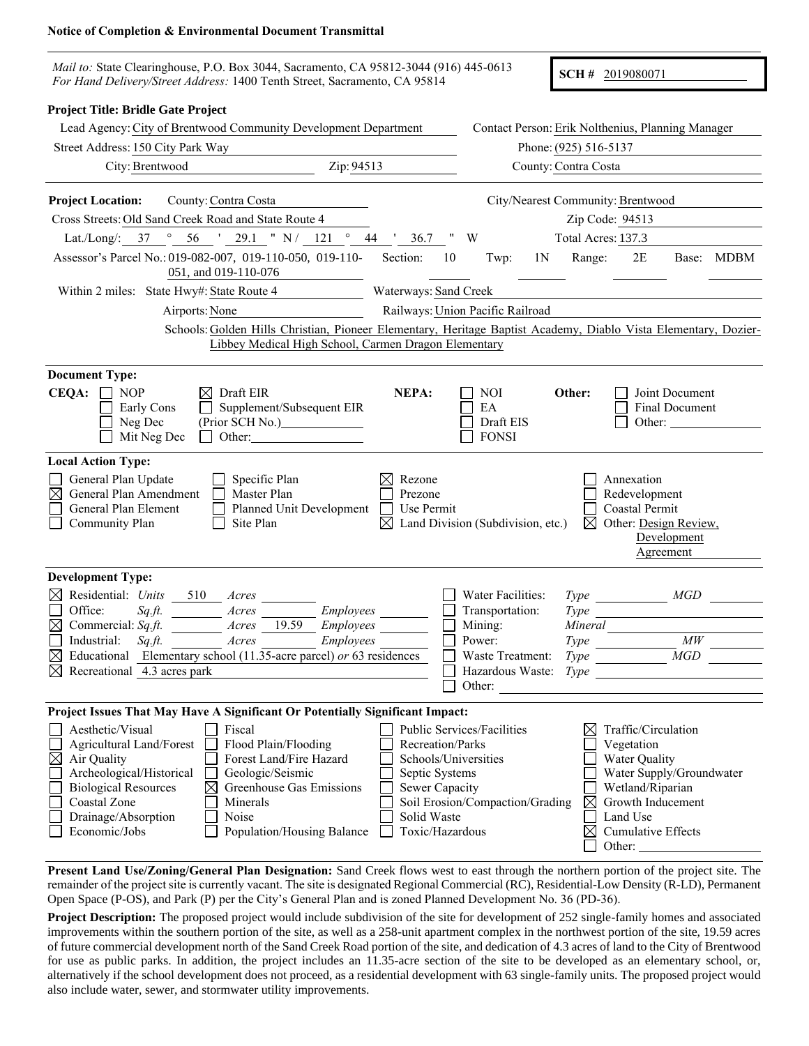**Notice of Completion & Environmental Document Transmittal**

*Mail to:* State Clearinghouse, P.O. Box 3044, Sacramento, CA 95812-3044 (916) 445-0613
*For Hand Delivery/Street Address:* 1400 Tenth Street, Sacramento, CA 95814

**SCH #** 2019080071

**Project Title: Bridle Gate Project**

Lead Agency: City of Brentwood Community Development Department
Contact Person: Erik Nolthenius, Planning Manager
Street Address: 150 City Park Way
Phone: (925) 516-5137
City: Brentwood
Zip: 94513
County: Contra Costa

**Project Location:** County: Contra Costa
City/Nearest Community: Brentwood
Cross Streets: Old Sand Creek Road and State Route 4
Zip Code: 94513
Lat./Long/: 37 ° 56 ' 29.1 " N / 121 ° 44 ' 36.7 " W
Total Acres: 137.3
Assessor's Parcel No.: 019-082-007, 019-110-050, 019-110-051, and 019-110-076
Section: 10 Twp: 1N Range: 2E Base: MDBM
Within 2 miles: State Hwy#: State Route 4
Waterways: Sand Creek
Airports: None
Railways: Union Pacific Railroad
Schools: Golden Hills Christian, Pioneer Elementary, Heritage Baptist Academy, Diablo Vista Elementary, Dozier-Libbey Medical High School, Carmen Dragon Elementary

**Document Type:**

CEQA: ☐ NOP ☐ Early Cons ☐ Neg Dec ☐ Mit Neg Dec ☒ Draft EIR ☐ Supplement/Subsequent EIR (Prior SCH No.) ☐ Other:

NEPA: ☐ NOI ☐ EA ☐ Draft EIS ☐ FONSI

Other: ☐ Joint Document ☐ Final Document ☐ Other:

**Local Action Type:**

☐ General Plan Update
☒ General Plan Amendment
☐ General Plan Element
☐ Community Plan
☐ Specific Plan
☐ Master Plan
☐ Planned Unit Development
☐ Site Plan
☒ Rezone
☐ Prezone
☐ Use Permit
☒ Land Division (Subdivision, etc.)
☐ Annexation
☐ Redevelopment
☐ Coastal Permit
☒ Other: Design Review, Development Agreement

**Development Type:**

☒ Residential: *Units* 510 *Acres*
☐ Office: *Sq.ft.* *Acres* *Employees*
☒ Commercial: *Sq.ft.* *Acres* 19.59 *Employees*
☐ Industrial: *Sq.ft.* *Acres* *Employees*
☒ Educational Elementary school (11.35-acre parcel) *or* 63 residences
☒ Recreational 4.3 acres park
☐ Water Facilities: *Type* *MGD*
☐ Transportation: *Type*
☐ Mining: *Mineral*
☐ Power: *Type* *MW*
☐ Waste Treatment: *Type* *MGD*
☐ Hazardous Waste: *Type*
☐ Other:

**Project Issues That May Have A Significant Or Potentially Significant Impact:**

☐ Aesthetic/Visual
☐ Agricultural Land/Forest
☒ Air Quality
☐ Archeological/Historical
☐ Biological Resources
☐ Coastal Zone
☐ Drainage/Absorption
☐ Economic/Jobs
☐ Fiscal
☐ Flood Plain/Flooding
☐ Forest Land/Fire Hazard
☐ Geologic/Seismic
☒ Greenhouse Gas Emissions
☐ Minerals
☐ Noise
☐ Population/Housing Balance
☐ Public Services/Facilities
☐ Recreation/Parks
☐ Schools/Universities
☐ Septic Systems
☐ Sewer Capacity
☐ Soil Erosion/Compaction/Grading
☐ Solid Waste
☐ Toxic/Hazardous
☒ Traffic/Circulation
☐ Vegetation
☐ Water Quality
☐ Water Supply/Groundwater
☐ Wetland/Riparian
☒ Growth Inducement
☐ Land Use
☒ Cumulative Effects
☐ Other:

**Present Land Use/Zoning/General Plan Designation:** Sand Creek flows west to east through the northern portion of the project site. The remainder of the project site is currently vacant. The site is designated Regional Commercial (RC), Residential-Low Density (R-LD), Permanent Open Space (P-OS), and Park (P) per the City's General Plan and is zoned Planned Development No. 36 (PD-36).

**Project Description:** The proposed project would include subdivision of the site for development of 252 single-family homes and associated improvements within the southern portion of the site, as well as a 258-unit apartment complex in the northwest portion of the site, 19.59 acres of future commercial development north of the Sand Creek Road portion of the site, and dedication of 4.3 acres of land to the City of Brentwood for use as public parks. In addition, the project includes an 11.35-acre section of the site to be developed as an elementary school, or, alternatively if the school development does not proceed, as a residential development with 63 single-family units. The proposed project would also include water, sewer, and stormwater utility improvements.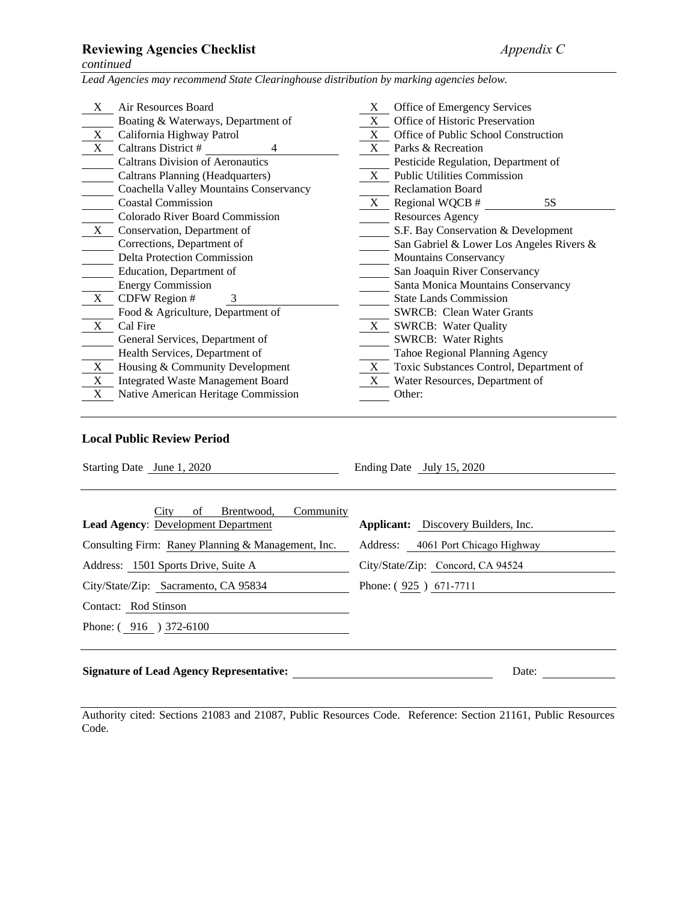**Reviewing Agencies Checklist** *Appendix C*

*continued*

*Lead Agencies may recommend State Clearinghouse distribution by marking agencies below.*

| | | | |
|---|---|---|---|
| X | Air Resources Board | X | Office of Emergency Services |
| | Boating & Waterways, Department of | X | Office of Historic Preservation |
| X | California Highway Patrol | X | Office of Public School Construction |
| X | Caltrans District # 4 | X | Parks & Recreation |
| | Caltrans Division of Aeronautics | | Pesticide Regulation, Department of |
| | Caltrans Planning (Headquarters) | X | Public Utilities Commission |
| | Coachella Valley Mountains Conservancy | | Reclamation Board |
| | Coastal Commission | X | Regional WQCB # 5S |
| | Colorado River Board Commission | | Resources Agency |
| X | Conservation, Department of | | S.F. Bay Conservation & Development |
| | Corrections, Department of | | San Gabriel & Lower Los Angeles Rivers & Mountains Conservancy |
| | Delta Protection Commission | | San Joaquin River Conservancy |
| | Education, Department of | | Santa Monica Mountains Conservancy |
| | Energy Commission | | State Lands Commission |
| X | CDFW Region # 3 | | SWRCB: Clean Water Grants |
| | Food & Agriculture, Department of | X | SWRCB: Water Quality |
| X | Cal Fire | | SWRCB: Water Rights |
| | General Services, Department of | | Tahoe Regional Planning Agency |
| | Health Services, Department of | X | Toxic Substances Control, Department of |
| X | Housing & Community Development | X | Water Resources, Department of |
| X | Integrated Waste Management Board | | Other: |
| X | Native American Heritage Commission | | |

### Local Public Review Period

Starting Date June 1, 2020 Ending Date July 15, 2020

**Lead Agency**: City of Brentwood, Community Development Department

Consulting Firm: Raney Planning & Management, Inc.

Address: 1501 Sports Drive, Suite A

City/State/Zip: Sacramento, CA 95834

Contact: Rod Stinson

Phone: ( 916 ) 372-6100

**Applicant:** Discovery Builders, Inc.

Address: 4061 Port Chicago Highway

City/State/Zip: Concord, CA 94524

Phone: ( 925 ) 671-7711

**Signature of Lead Agency Representative:** ____________________ Date: ________

Authority cited: Sections 21083 and 21087, Public Resources Code. Reference: Section 21161, Public Resources Code.